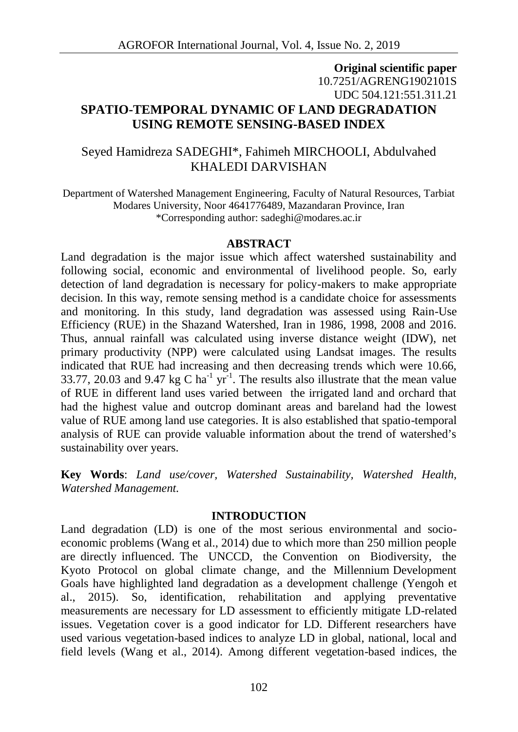**Original scientific paper**
10.7251/AGRENG1902101S
UDC 504.121:551.311.21

# SPATIO-TEMPORAL DYNAMIC OF LAND DEGRADATION USING REMOTE SENSING-BASED INDEX

Seyed Hamidreza SADEGHI*, Fahimeh MIRCHOOLI, Abdulvahed KHALEDI DARVISHAN

Department of Watershed Management Engineering, Faculty of Natural Resources, Tarbiat Modares University, Noor 4641776489, Mazandaran Province, Iran
*Corresponding author: sadeghi@modares.ac.ir

## ABSTRACT

Land degradation is the major issue which affect watershed sustainability and following social, economic and environmental of livelihood people. So, early detection of land degradation is necessary for policy-makers to make appropriate decision. In this way, remote sensing method is a candidate choice for assessments and monitoring. In this study, land degradation was assessed using Rain-Use Efficiency (RUE) in the Shazand Watershed, Iran in 1986, 1998, 2008 and 2016. Thus, annual rainfall was calculated using inverse distance weight (IDW), net primary productivity (NPP) were calculated using Landsat images. The results indicated that RUE had increasing and then decreasing trends which were 10.66, 33.77, 20.03 and 9.47 kg C $ha^{-1}$ $yr^{-1}$. The results also illustrate that the mean value of RUE in different land uses varied between the irrigated land and orchard that had the highest value and outcrop dominant areas and bareland had the lowest value of RUE among land use categories. It is also established that spatio-temporal analysis of RUE can provide valuable information about the trend of watershed's sustainability over years.

**Key Words**: *Land use/cover, Watershed Sustainability, Watershed Health, Watershed Management.*

## INTRODUCTION

Land degradation (LD) is one of the most serious environmental and socio-economic problems (Wang et al., 2014) due to which more than 250 million people are directly influenced. The UNCCD, the Convention on Biodiversity, the Kyoto Protocol on global climate change, and the Millennium Development Goals have highlighted land degradation as a development challenge (Yengoh et al., 2015). So, identification, rehabilitation and applying preventative measurements are necessary for LD assessment to efficiently mitigate LD-related issues. Vegetation cover is a good indicator for LD. Different researchers have used various vegetation-based indices to analyze LD in global, national, local and field levels (Wang et al., 2014). Among different vegetation-based indices, the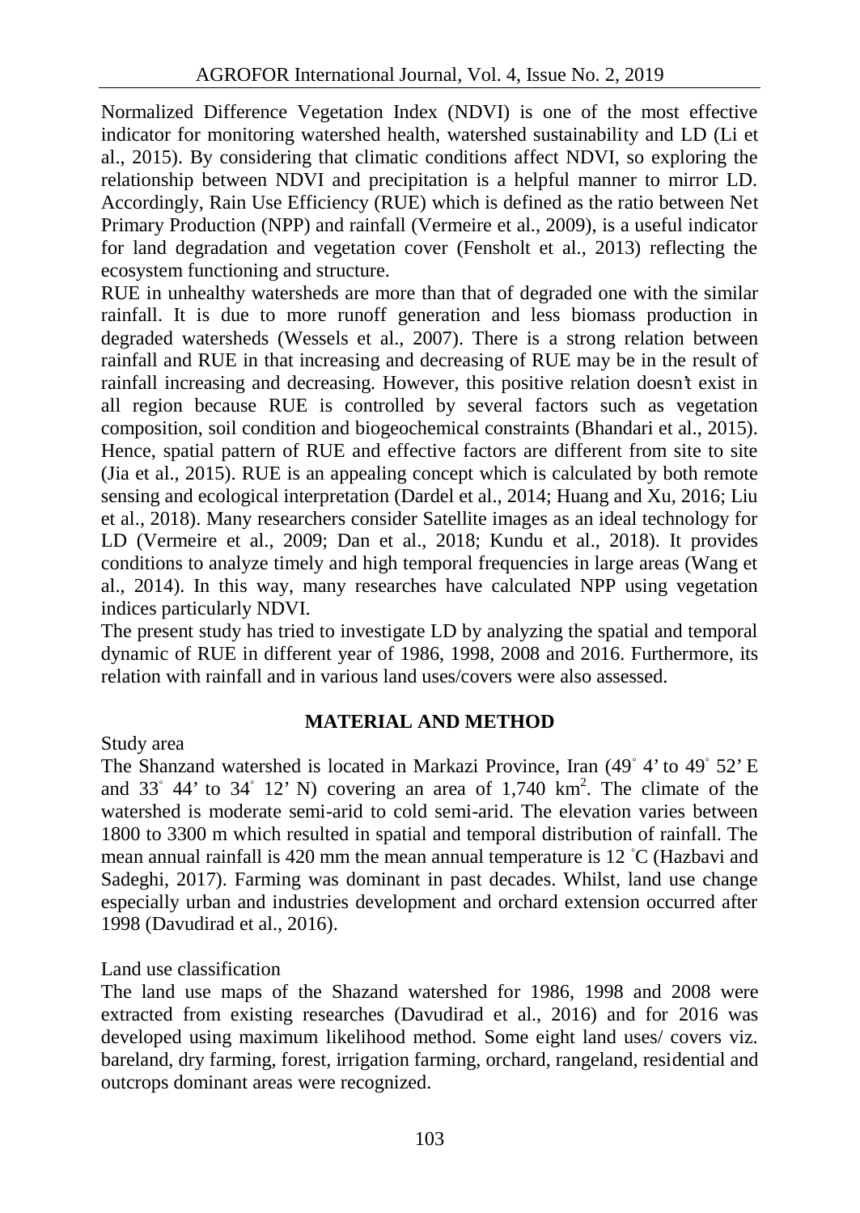Normalized Difference Vegetation Index (NDVI) is one of the most effective indicator for monitoring watershed health, watershed sustainability and LD (Li et al., 2015). By considering that climatic conditions affect NDVI, so exploring the relationship between NDVI and precipitation is a helpful manner to mirror LD. Accordingly, Rain Use Efficiency (RUE) which is defined as the ratio between Net Primary Production (NPP) and rainfall (Vermeire et al., 2009), is a useful indicator for land degradation and vegetation cover (Fensholt et al., 2013) reflecting the ecosystem functioning and structure.

RUE in unhealthy watersheds are more than that of degraded one with the similar rainfall. It is due to more runoff generation and less biomass production in degraded watersheds (Wessels et al., 2007). There is a strong relation between rainfall and RUE in that increasing and decreasing of RUE may be in the result of rainfall increasing and decreasing. However, this positive relation doesn't exist in all region because RUE is controlled by several factors such as vegetation composition, soil condition and biogeochemical constraints (Bhandari et al., 2015). Hence, spatial pattern of RUE and effective factors are different from site to site (Jia et al., 2015). RUE is an appealing concept which is calculated by both remote sensing and ecological interpretation (Dardel et al., 2014; Huang and Xu, 2016; Liu et al., 2018). Many researchers consider Satellite images as an ideal technology for LD (Vermeire et al., 2009; Dan et al., 2018; Kundu et al., 2018). It provides conditions to analyze timely and high temporal frequencies in large areas (Wang et al., 2014). In this way, many researches have calculated NPP using vegetation indices particularly NDVI.

The present study has tried to investigate LD by analyzing the spatial and temporal dynamic of RUE in different year of 1986, 1998, 2008 and 2016. Furthermore, its relation with rainfall and in various land uses/covers were also assessed.

## MATERIAL AND METHOD

Study area

The Shanzand watershed is located in Markazi Province, Iran (49° 4' to 49° 52' E and 33° 44' to 34° 12' N) covering an area of 1,740 km$^2$. The climate of the watershed is moderate semi-arid to cold semi-arid. The elevation varies between 1800 to 3300 m which resulted in spatial and temporal distribution of rainfall. The mean annual rainfall is 420 mm the mean annual temperature is 12 °C (Hazbavi and Sadeghi, 2017). Farming was dominant in past decades. Whilst, land use change especially urban and industries development and orchard extension occurred after 1998 (Davudirad et al., 2016).

Land use classification

The land use maps of the Shazand watershed for 1986, 1998 and 2008 were extracted from existing researches (Davudirad et al., 2016) and for 2016 was developed using maximum likelihood method. Some eight land uses/ covers viz. bareland, dry farming, forest, irrigation farming, orchard, rangeland, residential and outcrops dominant areas were recognized.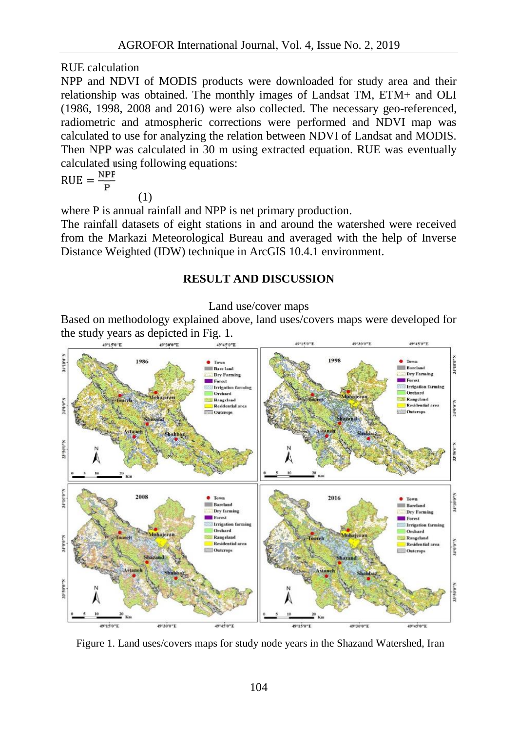RUE calculation

NPP and NDVI of MODIS products were downloaded for study area and their relationship was obtained. The monthly images of Landsat TM, ETM+ and OLI (1986, 1998, 2008 and 2016) were also collected. The necessary geo-referenced, radiometric and atmospheric corrections were performed and NDVI map was calculated to use for analyzing the relation between NDVI of Landsat and MODIS. Then NPP was calculated in 30 m using extracted equation. RUE was eventually calculated using following equations:

$$RUE = \frac{NPP}{P} \quad (1)$$

where P is annual rainfall and NPP is net primary production.

The rainfall datasets of eight stations in and around the watershed were received from the Markazi Meteorological Bureau and averaged with the help of Inverse Distance Weighted (IDW) technique in ArcGIS 10.4.1 environment.

## RESULT AND DISCUSSION

Land use/cover maps

Based on methodology explained above, land uses/covers maps were developed for the study years as depicted in Fig. 1.

Figure 1. Land uses/covers maps for study node years in the Shazand Watershed, Iran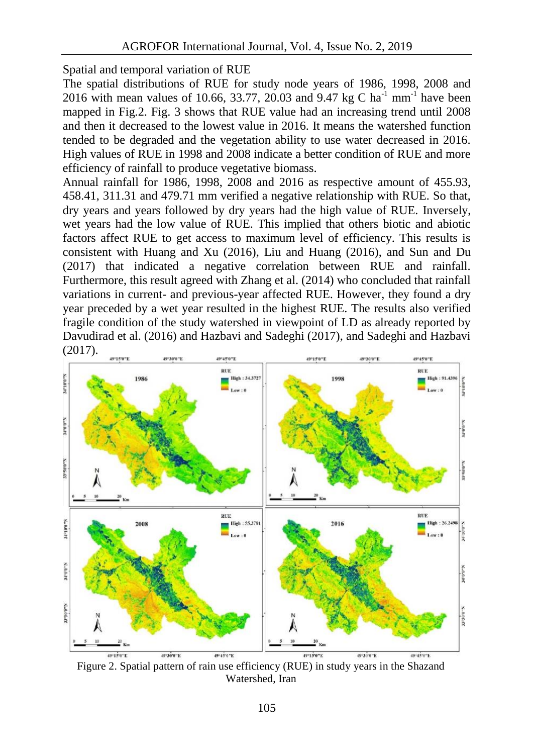Spatial and temporal variation of RUE

The spatial distributions of RUE for study node years of 1986, 1998, 2008 and 2016 with mean values of 10.66, 33.77, 20.03 and 9.47 kg C $ha^{-1}$ $mm^{-1}$ have been mapped in Fig.2. Fig. 3 shows that RUE value had an increasing trend until 2008 and then it decreased to the lowest value in 2016. It means the watershed function tended to be degraded and the vegetation ability to use water decreased in 2016. High values of RUE in 1998 and 2008 indicate a better condition of RUE and more efficiency of rainfall to produce vegetative biomass.

Annual rainfall for 1986, 1998, 2008 and 2016 as respective amount of 455.93, 458.41, 311.31 and 479.71 mm verified a negative relationship with RUE. So that, dry years and years followed by dry years had the high value of RUE. Inversely, wet years had the low value of RUE. This implied that others biotic and abiotic factors affect RUE to get access to maximum level of efficiency. This results is consistent with Huang and Xu (2016), Liu and Huang (2016), and Sun and Du (2017) that indicated a negative correlation between RUE and rainfall. Furthermore, this result agreed with Zhang et al. (2014) who concluded that rainfall variations in current- and previous-year affected RUE. However, they found a dry year preceded by a wet year resulted in the highest RUE. The results also verified fragile condition of the study watershed in viewpoint of LD as already reported by Davudirad et al. (2016) and Hazbavi and Sadeghi (2017), and Sadeghi and Hazbavi (2017).

Figure 2. Spatial pattern of rain use efficiency (RUE) in study years in the Shazand Watershed, Iran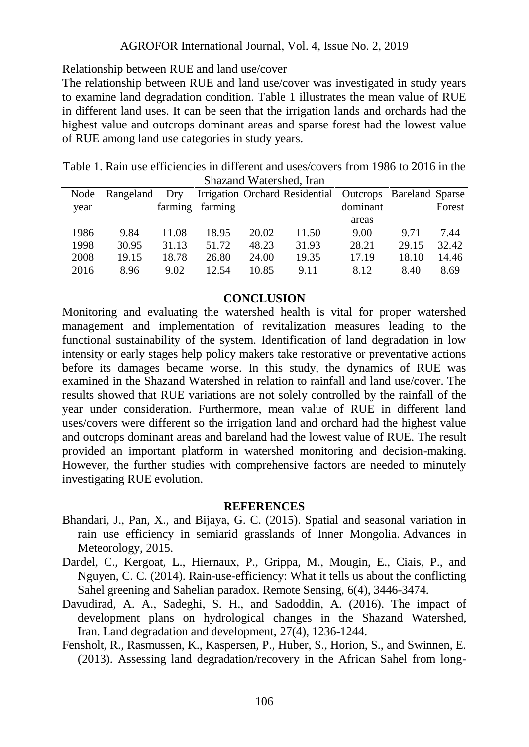Relationship between RUE and land use/cover

The relationship between RUE and land use/cover was investigated in study years to examine land degradation condition. Table 1 illustrates the mean value of RUE in different land uses. It can be seen that the irrigation lands and orchards had the highest value and outcrops dominant areas and sparse forest had the lowest value of RUE among land use categories in study years.

Table 1. Rain use efficiencies in different and uses/covers from 1986 to 2016 in the Shazand Watershed, Iran

| Node year | Rangeland | Dry farming | Irrigation farming | Orchard | Residential | Outcrops dominant areas | Bareland | Sparse Forest |
|---|---|---|---|---|---|---|---|---|
| 1986 | 9.84 | 11.08 | 18.95 | 20.02 | 11.50 | 9.00 | 9.71 | 7.44 |
| 1998 | 30.95 | 31.13 | 51.72 | 48.23 | 31.93 | 28.21 | 29.15 | 32.42 |
| 2008 | 19.15 | 18.78 | 26.80 | 24.00 | 19.35 | 17.19 | 18.10 | 14.46 |
| 2016 | 8.96 | 9.02 | 12.54 | 10.85 | 9.11 | 8.12 | 8.40 | 8.69 |

## CONCLUSION

Monitoring and evaluating the watershed health is vital for proper watershed management and implementation of revitalization measures leading to the functional sustainability of the system. Identification of land degradation in low intensity or early stages help policy makers take restorative or preventative actions before its damages became worse. In this study, the dynamics of RUE was examined in the Shazand Watershed in relation to rainfall and land use/cover. The results showed that RUE variations are not solely controlled by the rainfall of the year under consideration. Furthermore, mean value of RUE in different land uses/covers were different so the irrigation land and orchard had the highest value and outcrops dominant areas and bareland had the lowest value of RUE. The result provided an important platform in watershed monitoring and decision-making. However, the further studies with comprehensive factors are needed to minutely investigating RUE evolution.

## REFERENCES

Bhandari, J., Pan, X., and Bijaya, G. C. (2015). Spatial and seasonal variation in rain use efficiency in semiarid grasslands of Inner Mongolia. Advances in Meteorology, 2015.

Dardel, C., Kergoat, L., Hiernaux, P., Grippa, M., Mougin, E., Ciais, P., and Nguyen, C. C. (2014). Rain-use-efficiency: What it tells us about the conflicting Sahel greening and Sahelian paradox. Remote Sensing, 6(4), 3446-3474.

Davudirad, A. A., Sadeghi, S. H., and Sadoddin, A. (2016). The impact of development plans on hydrological changes in the Shazand Watershed, Iran. Land degradation and development, 27(4), 1236-1244.

Fensholt, R., Rasmussen, K., Kaspersen, P., Huber, S., Horion, S., and Swinnen, E. (2013). Assessing land degradation/recovery in the African Sahel from long-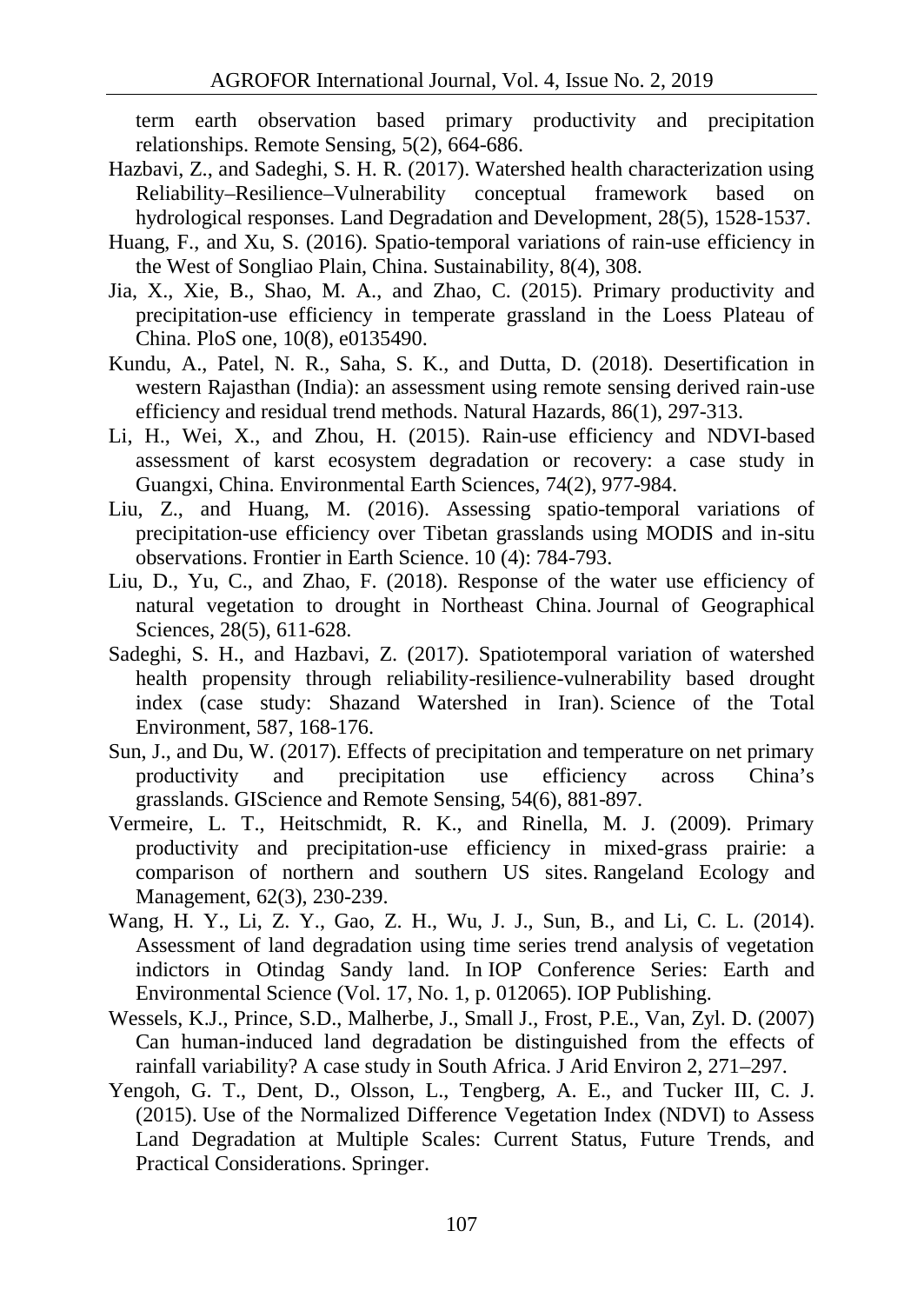term earth observation based primary productivity and precipitation relationships. Remote Sensing, 5(2), 664-686.

Hazbavi, Z., and Sadeghi, S. H. R. (2017). Watershed health characterization using Reliability–Resilience–Vulnerability conceptual framework based on hydrological responses. Land Degradation and Development, 28(5), 1528-1537.

Huang, F., and Xu, S. (2016). Spatio-temporal variations of rain-use efficiency in the West of Songliao Plain, China. Sustainability, 8(4), 308.

Jia, X., Xie, B., Shao, M. A., and Zhao, C. (2015). Primary productivity and precipitation-use efficiency in temperate grassland in the Loess Plateau of China. PloS one, 10(8), e0135490.

Kundu, A., Patel, N. R., Saha, S. K., and Dutta, D. (2018). Desertification in western Rajasthan (India): an assessment using remote sensing derived rain-use efficiency and residual trend methods. Natural Hazards, 86(1), 297-313.

Li, H., Wei, X., and Zhou, H. (2015). Rain-use efficiency and NDVI-based assessment of karst ecosystem degradation or recovery: a case study in Guangxi, China. Environmental Earth Sciences, 74(2), 977-984.

Liu, Z., and Huang, M. (2016). Assessing spatio-temporal variations of precipitation-use efficiency over Tibetan grasslands using MODIS and in-situ observations. Frontier in Earth Science. 10 (4): 784-793.

Liu, D., Yu, C., and Zhao, F. (2018). Response of the water use efficiency of natural vegetation to drought in Northeast China. Journal of Geographical Sciences, 28(5), 611-628.

Sadeghi, S. H., and Hazbavi, Z. (2017). Spatiotemporal variation of watershed health propensity through reliability-resilience-vulnerability based drought index (case study: Shazand Watershed in Iran). Science of the Total Environment, 587, 168-176.

Sun, J., and Du, W. (2017). Effects of precipitation and temperature on net primary productivity and precipitation use efficiency across China's grasslands. GIScience and Remote Sensing, 54(6), 881-897.

Vermeire, L. T., Heitschmidt, R. K., and Rinella, M. J. (2009). Primary productivity and precipitation-use efficiency in mixed-grass prairie: a comparison of northern and southern US sites. Rangeland Ecology and Management, 62(3), 230-239.

Wang, H. Y., Li, Z. Y., Gao, Z. H., Wu, J. J., Sun, B., and Li, C. L. (2014). Assessment of land degradation using time series trend analysis of vegetation indictors in Otindag Sandy land. In IOP Conference Series: Earth and Environmental Science (Vol. 17, No. 1, p. 012065). IOP Publishing.

Wessels, K.J., Prince, S.D., Malherbe, J., Small J., Frost, P.E., Van, Zyl. D. (2007) Can human-induced land degradation be distinguished from the effects of rainfall variability? A case study in South Africa. J Arid Environ 2, 271–297.

Yengoh, G. T., Dent, D., Olsson, L., Tengberg, A. E., and Tucker III, C. J. (2015). Use of the Normalized Difference Vegetation Index (NDVI) to Assess Land Degradation at Multiple Scales: Current Status, Future Trends, and Practical Considerations. Springer.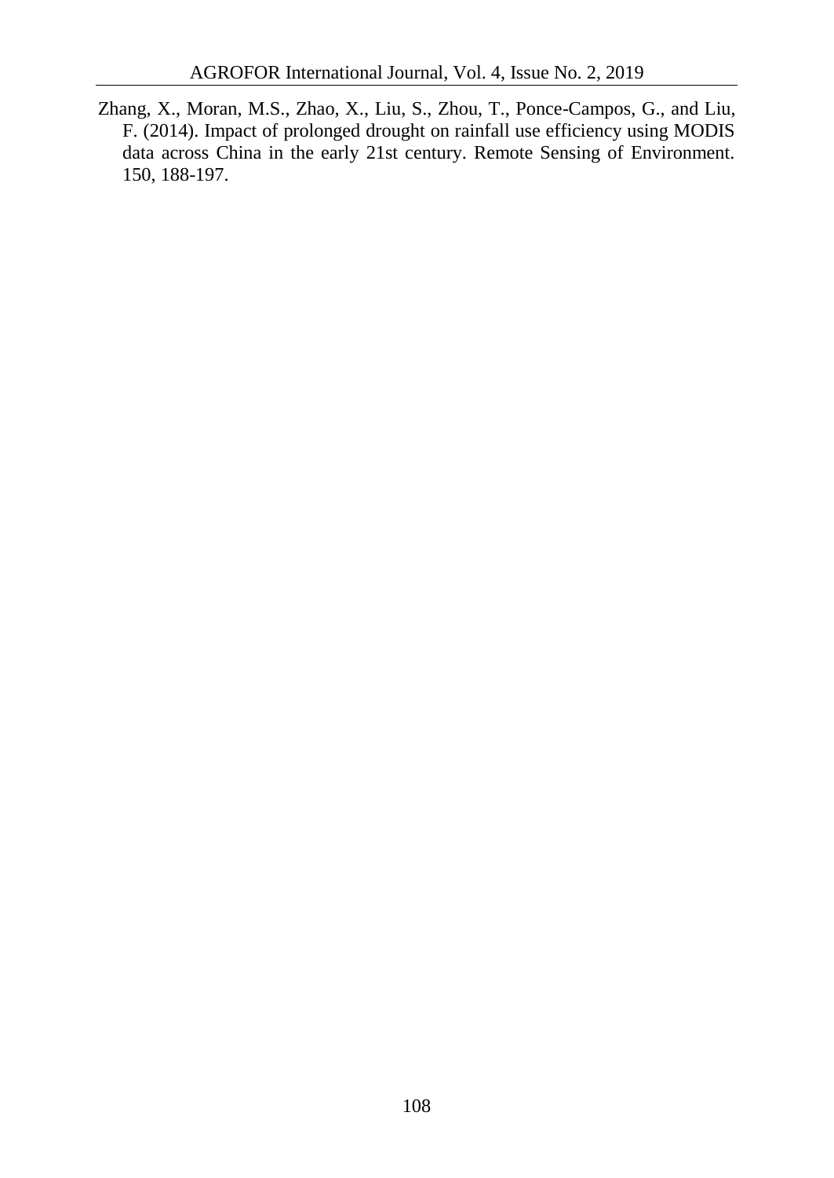Zhang, X., Moran, M.S., Zhao, X., Liu, S., Zhou, T., Ponce-Campos, G., and Liu, F. (2014). Impact of prolonged drought on rainfall use efficiency using MODIS data across China in the early 21st century. Remote Sensing of Environment. 150, 188-197.